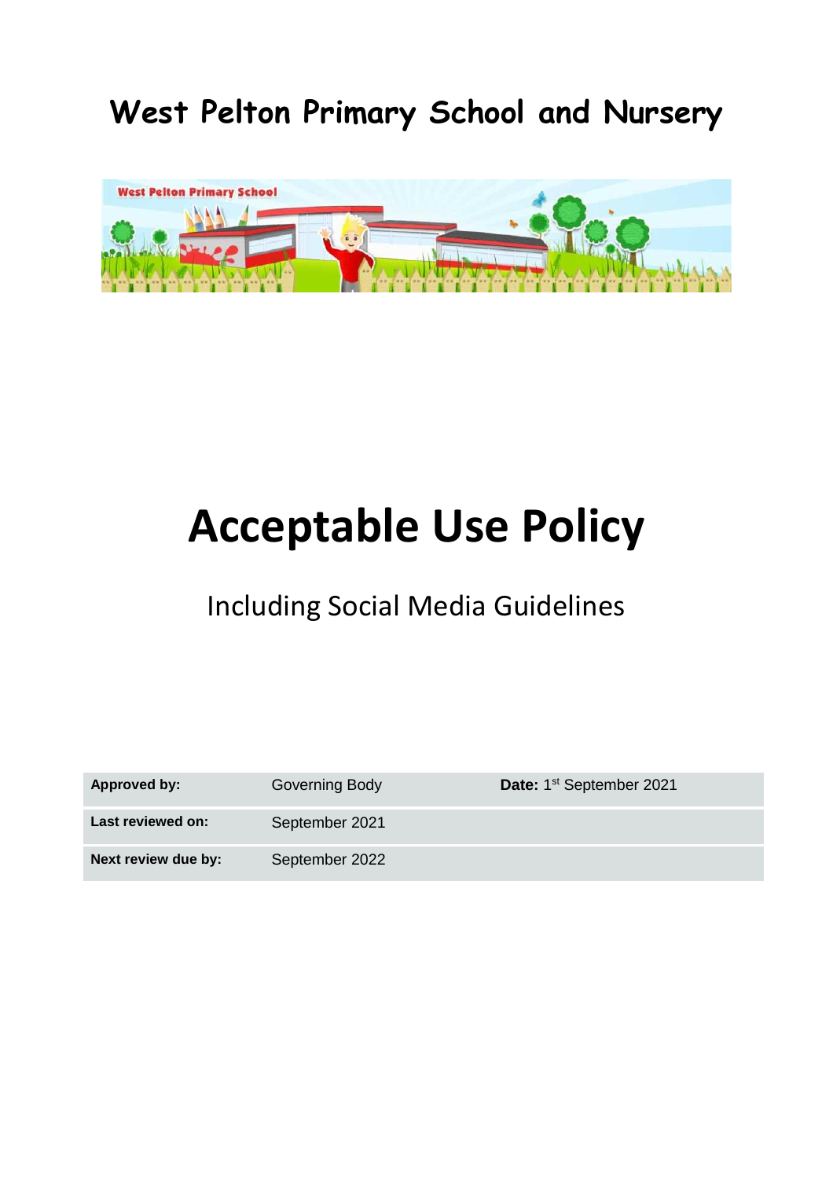# West Pelton Primary School and Nursery

# Acceptable Use Policy

## Including Social Media Guidelines

| **Approved by:** | Governing Body | **Date:** 1st September 2021 |
|---|---|---|
| **Last reviewed on:** | September 2021 | |
| **Next review due by:** | September 2022 | |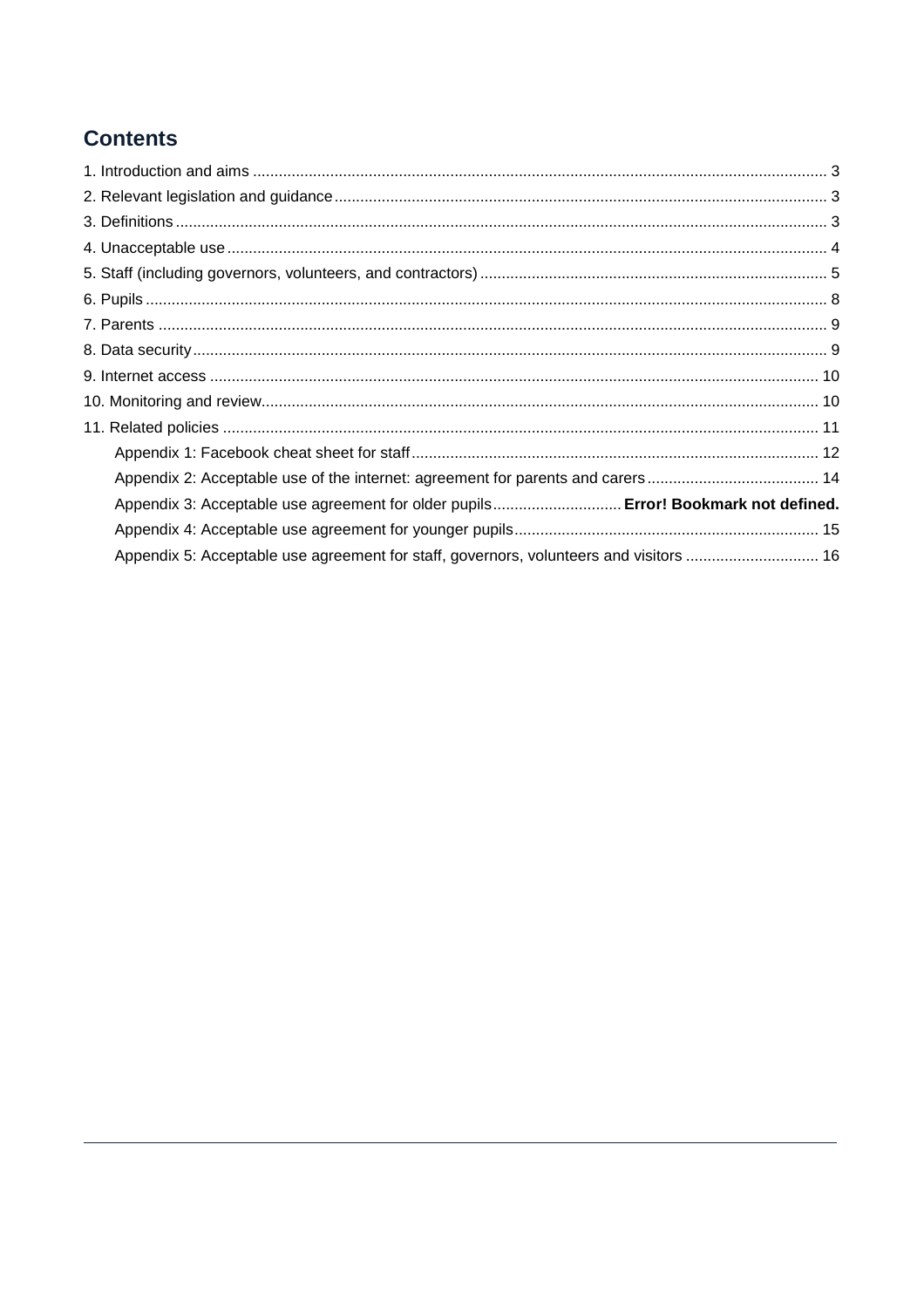# Contents

1. Introduction and aims ..................................................................................................................................... 3
2. Relevant legislation and guidance ................................................................................................................... 3
3. Definitions ........................................................................................................................................................ 3
4. Unacceptable use ............................................................................................................................................ 4
5. Staff (including governors, volunteers, and contractors) ................................................................................ 5
6. Pupils ............................................................................................................................................................... 8
7. Parents ............................................................................................................................................................ 9
8. Data security .................................................................................................................................................... 9
9. Internet access ............................................................................................................................................... 10
10. Monitoring and review.................................................................................................................................. 10
11. Related policies ............................................................................................................................................ 11

- Appendix 1: Facebook cheat sheet for staff ............................................................................................. 12
- Appendix 2: Acceptable use of the internet: agreement for parents and carers ....................................... 14
- Appendix 3: Acceptable use agreement for older pupils .............................. **Error! Bookmark not defined.**
- Appendix 4: Acceptable use agreement for younger pupils ...................................................................... 15
- Appendix 5: Acceptable use agreement for staff, governors, volunteers and visitors .............................. 16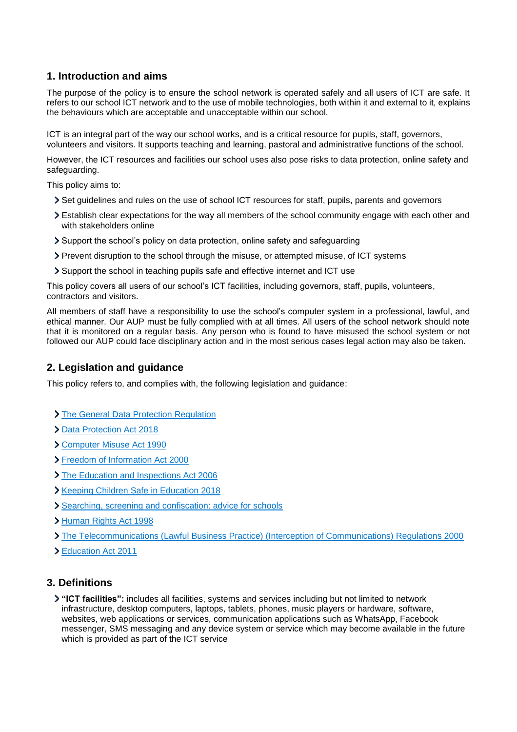## 1. Introduction and aims

The purpose of the policy is to ensure the school network is operated safely and all users of ICT are safe. It refers to our school ICT network and to the use of mobile technologies, both within it and external to it, explains the behaviours which are acceptable and unacceptable within our school.

ICT is an integral part of the way our school works, and is a critical resource for pupils, staff, governors, volunteers and visitors. It supports teaching and learning, pastoral and administrative functions of the school.

However, the ICT resources and facilities our school uses also pose risks to data protection, online safety and safeguarding.

This policy aims to:

- Set guidelines and rules on the use of school ICT resources for staff, pupils, parents and governors
- Establish clear expectations for the way all members of the school community engage with each other and with stakeholders online
- Support the school's policy on data protection, online safety and safeguarding
- Prevent disruption to the school through the misuse, or attempted misuse, of ICT systems
- Support the school in teaching pupils safe and effective internet and ICT use

This policy covers all users of our school's ICT facilities, including governors, staff, pupils, volunteers, contractors and visitors.

All members of staff have a responsibility to use the school's computer system in a professional, lawful, and ethical manner. Our AUP must be fully complied with at all times. All users of the school network should note that it is monitored on a regular basis. Any person who is found to have misused the school system or not followed our AUP could face disciplinary action and in the most serious cases legal action may also be taken.

## 2. Legislation and guidance

This policy refers to, and complies with, the following legislation and guidance:

- The General Data Protection Regulation
- Data Protection Act 2018
- Computer Misuse Act 1990
- Freedom of Information Act 2000
- The Education and Inspections Act 2006
- Keeping Children Safe in Education 2018
- Searching, screening and confiscation: advice for schools
- Human Rights Act 1998
- The Telecommunications (Lawful Business Practice) (Interception of Communications) Regulations 2000
- Education Act 2011

## 3. Definitions

- **"ICT facilities":** includes all facilities, systems and services including but not limited to network infrastructure, desktop computers, laptops, tablets, phones, music players or hardware, software, websites, web applications or services, communication applications such as WhatsApp, Facebook messenger, SMS messaging and any device system or service which may become available in the future which is provided as part of the ICT service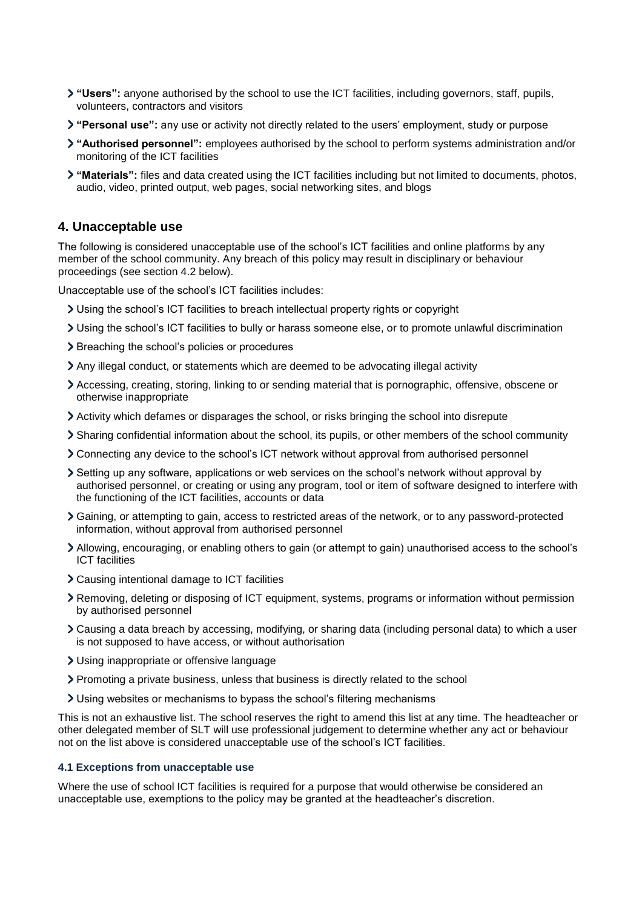- **"Users":** anyone authorised by the school to use the ICT facilities, including governors, staff, pupils, volunteers, contractors and visitors
- **"Personal use":** any use or activity not directly related to the users' employment, study or purpose
- **"Authorised personnel":** employees authorised by the school to perform systems administration and/or monitoring of the ICT facilities
- **"Materials":** files and data created using the ICT facilities including but not limited to documents, photos, audio, video, printed output, web pages, social networking sites, and blogs

## 4. Unacceptable use

The following is considered unacceptable use of the school's ICT facilities and online platforms by any member of the school community. Any breach of this policy may result in disciplinary or behaviour proceedings (see section 4.2 below).

Unacceptable use of the school's ICT facilities includes:

- Using the school's ICT facilities to breach intellectual property rights or copyright
- Using the school's ICT facilities to bully or harass someone else, or to promote unlawful discrimination
- Breaching the school's policies or procedures
- Any illegal conduct, or statements which are deemed to be advocating illegal activity
- Accessing, creating, storing, linking to or sending material that is pornographic, offensive, obscene or otherwise inappropriate
- Activity which defames or disparages the school, or risks bringing the school into disrepute
- Sharing confidential information about the school, its pupils, or other members of the school community
- Connecting any device to the school's ICT network without approval from authorised personnel
- Setting up any software, applications or web services on the school's network without approval by authorised personnel, or creating or using any program, tool or item of software designed to interfere with the functioning of the ICT facilities, accounts or data
- Gaining, or attempting to gain, access to restricted areas of the network, or to any password-protected information, without approval from authorised personnel
- Allowing, encouraging, or enabling others to gain (or attempt to gain) unauthorised access to the school's ICT facilities
- Causing intentional damage to ICT facilities
- Removing, deleting or disposing of ICT equipment, systems, programs or information without permission by authorised personnel
- Causing a data breach by accessing, modifying, or sharing data (including personal data) to which a user is not supposed to have access, or without authorisation
- Using inappropriate or offensive language
- Promoting a private business, unless that business is directly related to the school
- Using websites or mechanisms to bypass the school's filtering mechanisms

This is not an exhaustive list. The school reserves the right to amend this list at any time. The headteacher or other delegated member of SLT will use professional judgement to determine whether any act or behaviour not on the list above is considered unacceptable use of the school's ICT facilities.

### 4.1 Exceptions from unacceptable use

Where the use of school ICT facilities is required for a purpose that would otherwise be considered an unacceptable use, exemptions to the policy may be granted at the headteacher's discretion.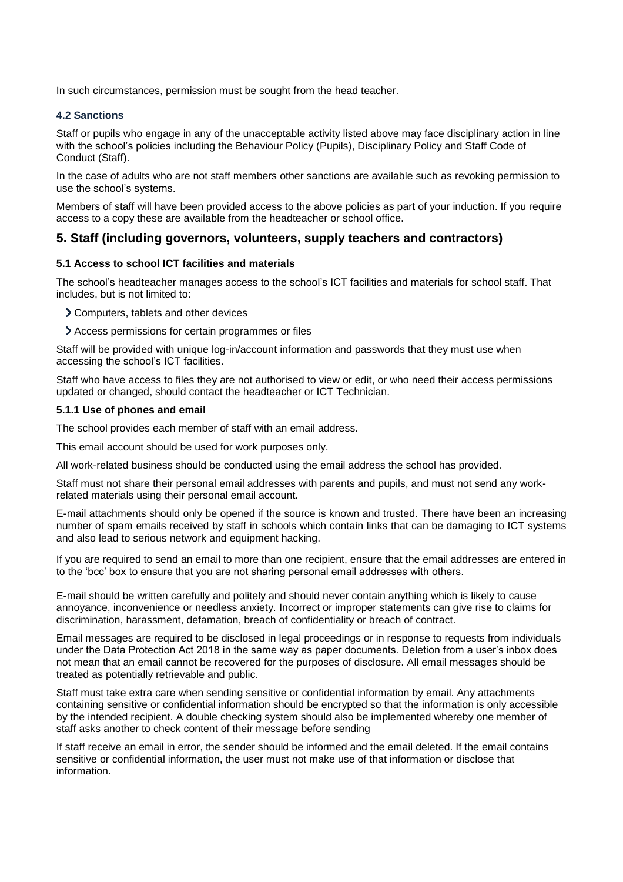In such circumstances, permission must be sought from the head teacher.

### 4.2 Sanctions

Staff or pupils who engage in any of the unacceptable activity listed above may face disciplinary action in line with the school's policies including the Behaviour Policy (Pupils), Disciplinary Policy and Staff Code of Conduct (Staff).

In the case of adults who are not staff members other sanctions are available such as revoking permission to use the school's systems.

Members of staff will have been provided access to the above policies as part of your induction. If you require access to a copy these are available from the headteacher or school office.

## 5. Staff (including governors, volunteers, supply teachers and contractors)

### 5.1 Access to school ICT facilities and materials

The school's headteacher manages access to the school's ICT facilities and materials for school staff. That includes, but is not limited to:

- Computers, tablets and other devices
- Access permissions for certain programmes or files

Staff will be provided with unique log-in/account information and passwords that they must use when accessing the school's ICT facilities.

Staff who have access to files they are not authorised to view or edit, or who need their access permissions updated or changed, should contact the headteacher or ICT Technician.

#### 5.1.1 Use of phones and email

The school provides each member of staff with an email address.

This email account should be used for work purposes only.

All work-related business should be conducted using the email address the school has provided.

Staff must not share their personal email addresses with parents and pupils, and must not send any work-related materials using their personal email account.

E-mail attachments should only be opened if the source is known and trusted. There have been an increasing number of spam emails received by staff in schools which contain links that can be damaging to ICT systems and also lead to serious network and equipment hacking.

If you are required to send an email to more than one recipient, ensure that the email addresses are entered in to the 'bcc' box to ensure that you are not sharing personal email addresses with others.

E-mail should be written carefully and politely and should never contain anything which is likely to cause annoyance, inconvenience or needless anxiety. Incorrect or improper statements can give rise to claims for discrimination, harassment, defamation, breach of confidentiality or breach of contract.

Email messages are required to be disclosed in legal proceedings or in response to requests from individuals under the Data Protection Act 2018 in the same way as paper documents. Deletion from a user's inbox does not mean that an email cannot be recovered for the purposes of disclosure. All email messages should be treated as potentially retrievable and public.

Staff must take extra care when sending sensitive or confidential information by email. Any attachments containing sensitive or confidential information should be encrypted so that the information is only accessible by the intended recipient. A double checking system should also be implemented whereby one member of staff asks another to check content of their message before sending

If staff receive an email in error, the sender should be informed and the email deleted. If the email contains sensitive or confidential information, the user must not make use of that information or disclose that information.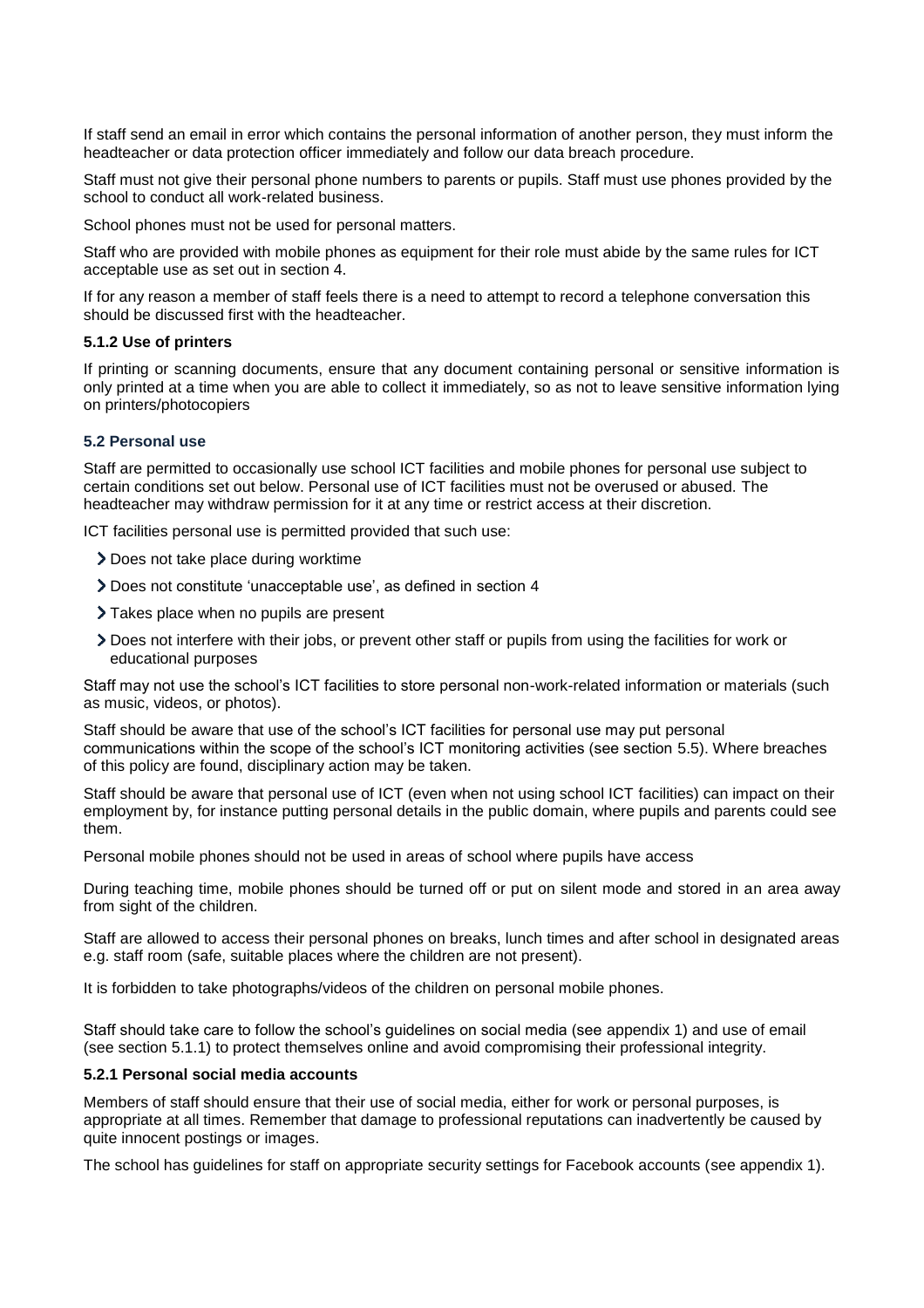If staff send an email in error which contains the personal information of another person, they must inform the headteacher or data protection officer immediately and follow our data breach procedure.

Staff must not give their personal phone numbers to parents or pupils. Staff must use phones provided by the school to conduct all work-related business.

School phones must not be used for personal matters.

Staff who are provided with mobile phones as equipment for their role must abide by the same rules for ICT acceptable use as set out in section 4.

If for any reason a member of staff feels there is a need to attempt to record a telephone conversation this should be discussed first with the headteacher.

#### 5.1.2 Use of printers

If printing or scanning documents, ensure that any document containing personal or sensitive information is only printed at a time when you are able to collect it immediately, so as not to leave sensitive information lying on printers/photocopiers

### 5.2 Personal use

Staff are permitted to occasionally use school ICT facilities and mobile phones for personal use subject to certain conditions set out below. Personal use of ICT facilities must not be overused or abused. The headteacher may withdraw permission for it at any time or restrict access at their discretion.

ICT facilities personal use is permitted provided that such use:

- Does not take place during worktime
- Does not constitute 'unacceptable use', as defined in section 4
- Takes place when no pupils are present
- Does not interfere with their jobs, or prevent other staff or pupils from using the facilities for work or educational purposes

Staff may not use the school's ICT facilities to store personal non-work-related information or materials (such as music, videos, or photos).

Staff should be aware that use of the school's ICT facilities for personal use may put personal communications within the scope of the school's ICT monitoring activities (see section 5.5). Where breaches of this policy are found, disciplinary action may be taken.

Staff should be aware that personal use of ICT (even when not using school ICT facilities) can impact on their employment by, for instance putting personal details in the public domain, where pupils and parents could see them.

Personal mobile phones should not be used in areas of school where pupils have access

During teaching time, mobile phones should be turned off or put on silent mode and stored in an area away from sight of the children.

Staff are allowed to access their personal phones on breaks, lunch times and after school in designated areas e.g. staff room (safe, suitable places where the children are not present).

It is forbidden to take photographs/videos of the children on personal mobile phones.

Staff should take care to follow the school's guidelines on social media (see appendix 1) and use of email (see section 5.1.1) to protect themselves online and avoid compromising their professional integrity.

#### 5.2.1 Personal social media accounts

Members of staff should ensure that their use of social media, either for work or personal purposes, is appropriate at all times. Remember that damage to professional reputations can inadvertently be caused by quite innocent postings or images.

The school has guidelines for staff on appropriate security settings for Facebook accounts (see appendix 1).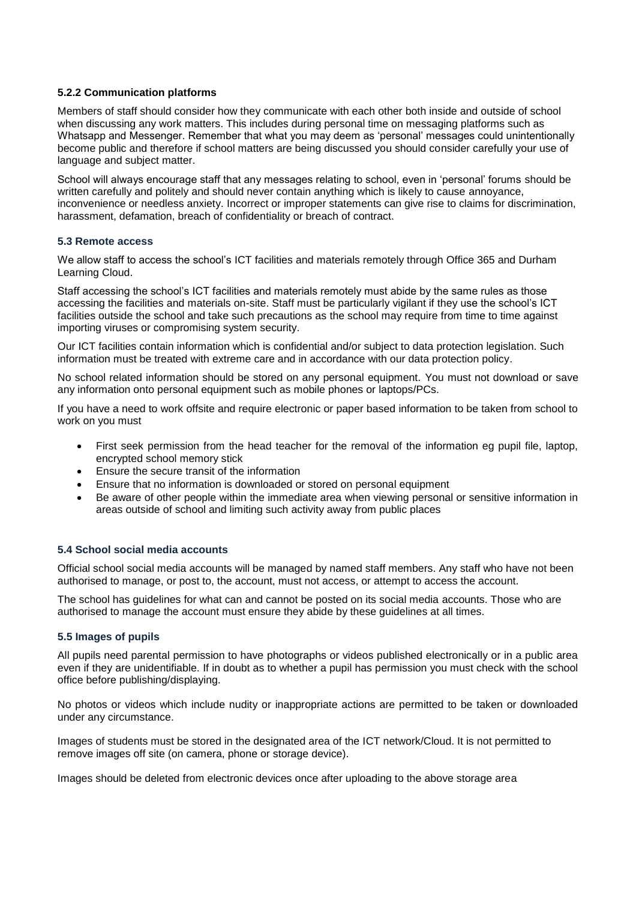#### 5.2.2 Communication platforms

Members of staff should consider how they communicate with each other both inside and outside of school when discussing any work matters. This includes during personal time on messaging platforms such as Whatsapp and Messenger. Remember that what you may deem as 'personal' messages could unintentionally become public and therefore if school matters are being discussed you should consider carefully your use of language and subject matter.

School will always encourage staff that any messages relating to school, even in 'personal' forums should be written carefully and politely and should never contain anything which is likely to cause annoyance, inconvenience or needless anxiety. Incorrect or improper statements can give rise to claims for discrimination, harassment, defamation, breach of confidentiality or breach of contract.

### 5.3 Remote access

We allow staff to access the school's ICT facilities and materials remotely through Office 365 and Durham Learning Cloud.

Staff accessing the school's ICT facilities and materials remotely must abide by the same rules as those accessing the facilities and materials on-site. Staff must be particularly vigilant if they use the school's ICT facilities outside the school and take such precautions as the school may require from time to time against importing viruses or compromising system security.

Our ICT facilities contain information which is confidential and/or subject to data protection legislation. Such information must be treated with extreme care and in accordance with our data protection policy.

No school related information should be stored on any personal equipment. You must not download or save any information onto personal equipment such as mobile phones or laptops/PCs.

If you have a need to work offsite and require electronic or paper based information to be taken from school to work on you must

- First seek permission from the head teacher for the removal of the information eg pupil file, laptop, encrypted school memory stick
- Ensure the secure transit of the information
- Ensure that no information is downloaded or stored on personal equipment
- Be aware of other people within the immediate area when viewing personal or sensitive information in areas outside of school and limiting such activity away from public places

### 5.4 School social media accounts

Official school social media accounts will be managed by named staff members. Any staff who have not been authorised to manage, or post to, the account, must not access, or attempt to access the account.

The school has guidelines for what can and cannot be posted on its social media accounts. Those who are authorised to manage the account must ensure they abide by these guidelines at all times.

### 5.5 Images of pupils

All pupils need parental permission to have photographs or videos published electronically or in a public area even if they are unidentifiable. If in doubt as to whether a pupil has permission you must check with the school office before publishing/displaying.

No photos or videos which include nudity or inappropriate actions are permitted to be taken or downloaded under any circumstance.

Images of students must be stored in the designated area of the ICT network/Cloud. It is not permitted to remove images off site (on camera, phone or storage device).

Images should be deleted from electronic devices once after uploading to the above storage area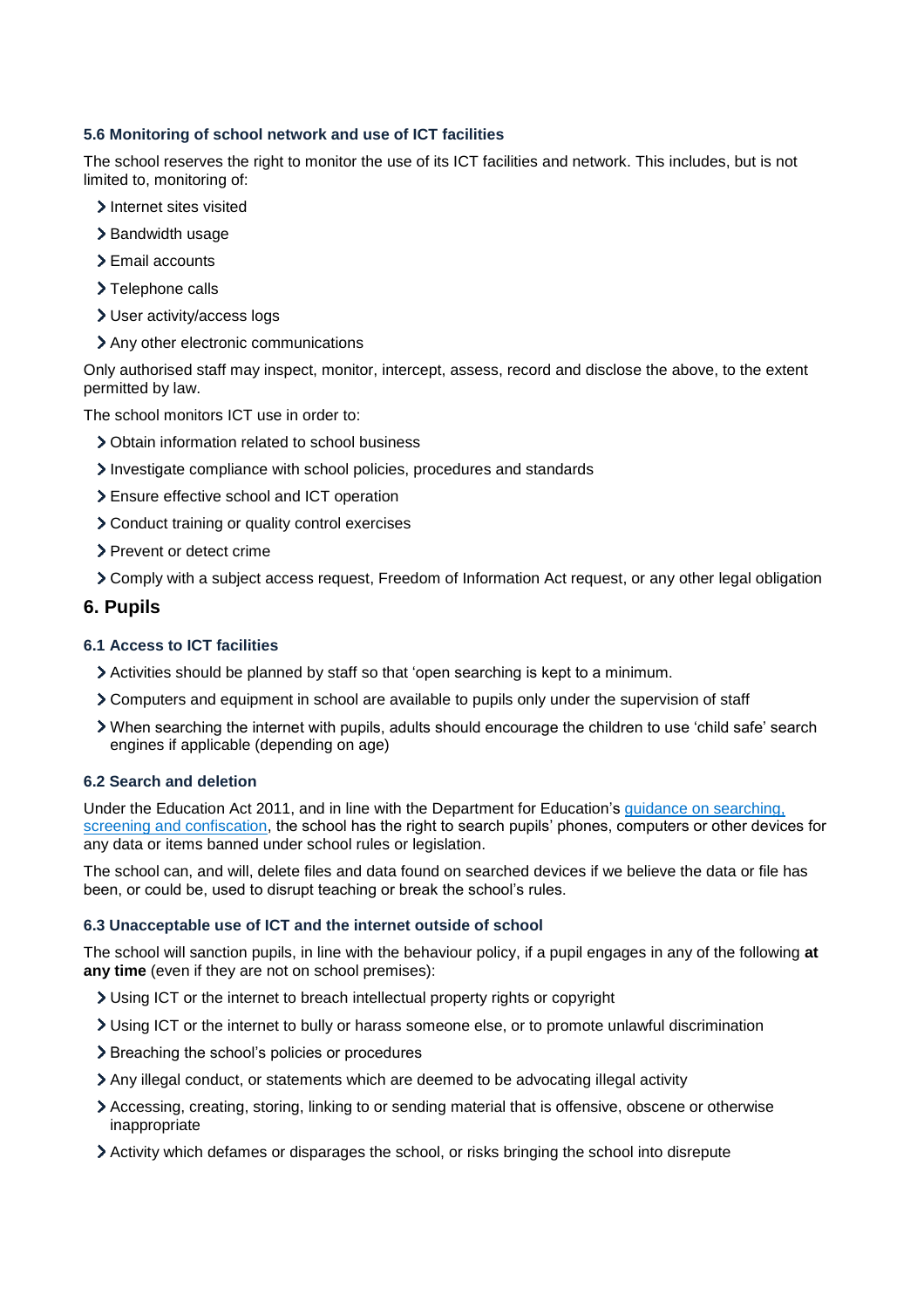### 5.6 Monitoring of school network and use of ICT facilities

The school reserves the right to monitor the use of its ICT facilities and network. This includes, but is not limited to, monitoring of:

- Internet sites visited
- Bandwidth usage
- Email accounts
- Telephone calls
- User activity/access logs
- Any other electronic communications

Only authorised staff may inspect, monitor, intercept, assess, record and disclose the above, to the extent permitted by law.

The school monitors ICT use in order to:

- Obtain information related to school business
- Investigate compliance with school policies, procedures and standards
- Ensure effective school and ICT operation
- Conduct training or quality control exercises
- Prevent or detect crime
- Comply with a subject access request, Freedom of Information Act request, or any other legal obligation

## 6. Pupils

### 6.1 Access to ICT facilities

- Activities should be planned by staff so that 'open searching is kept to a minimum.
- Computers and equipment in school are available to pupils only under the supervision of staff
- When searching the internet with pupils, adults should encourage the children to use 'child safe' search engines if applicable (depending on age)

### 6.2 Search and deletion

Under the Education Act 2011, and in line with the Department for Education's [guidance on searching, screening and confiscation](), the school has the right to search pupils' phones, computers or other devices for any data or items banned under school rules or legislation.

The school can, and will, delete files and data found on searched devices if we believe the data or file has been, or could be, used to disrupt teaching or break the school's rules.

### 6.3 Unacceptable use of ICT and the internet outside of school

The school will sanction pupils, in line with the behaviour policy, if a pupil engages in any of the following **at any time** (even if they are not on school premises):

- Using ICT or the internet to breach intellectual property rights or copyright
- Using ICT or the internet to bully or harass someone else, or to promote unlawful discrimination
- Breaching the school's policies or procedures
- Any illegal conduct, or statements which are deemed to be advocating illegal activity
- Accessing, creating, storing, linking to or sending material that is offensive, obscene or otherwise inappropriate
- Activity which defames or disparages the school, or risks bringing the school into disrepute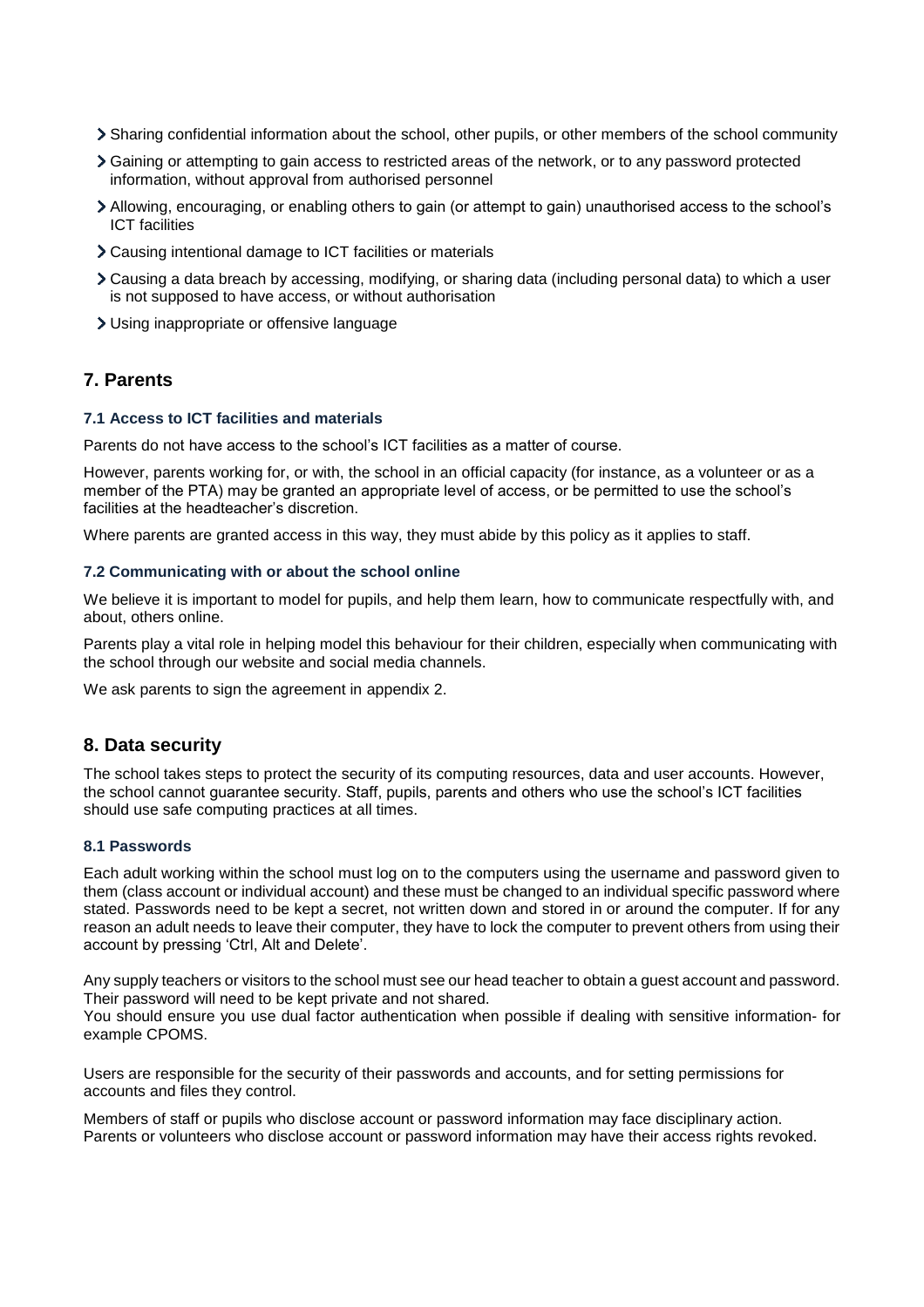- Sharing confidential information about the school, other pupils, or other members of the school community
- Gaining or attempting to gain access to restricted areas of the network, or to any password protected information, without approval from authorised personnel
- Allowing, encouraging, or enabling others to gain (or attempt to gain) unauthorised access to the school's ICT facilities
- Causing intentional damage to ICT facilities or materials
- Causing a data breach by accessing, modifying, or sharing data (including personal data) to which a user is not supposed to have access, or without authorisation
- Using inappropriate or offensive language

## 7. Parents

### 7.1 Access to ICT facilities and materials

Parents do not have access to the school's ICT facilities as a matter of course.

However, parents working for, or with, the school in an official capacity (for instance, as a volunteer or as a member of the PTA) may be granted an appropriate level of access, or be permitted to use the school's facilities at the headteacher's discretion.

Where parents are granted access in this way, they must abide by this policy as it applies to staff.

### 7.2 Communicating with or about the school online

We believe it is important to model for pupils, and help them learn, how to communicate respectfully with, and about, others online.

Parents play a vital role in helping model this behaviour for their children, especially when communicating with the school through our website and social media channels.

We ask parents to sign the agreement in appendix 2.

## 8. Data security

The school takes steps to protect the security of its computing resources, data and user accounts. However, the school cannot guarantee security. Staff, pupils, parents and others who use the school's ICT facilities should use safe computing practices at all times.

### 8.1 Passwords

Each adult working within the school must log on to the computers using the username and password given to them (class account or individual account) and these must be changed to an individual specific password where stated. Passwords need to be kept a secret, not written down and stored in or around the computer. If for any reason an adult needs to leave their computer, they have to lock the computer to prevent others from using their account by pressing 'Ctrl, Alt and Delete'.

Any supply teachers or visitors to the school must see our head teacher to obtain a guest account and password. Their password will need to be kept private and not shared.
You should ensure you use dual factor authentication when possible if dealing with sensitive information- for example CPOMS.

Users are responsible for the security of their passwords and accounts, and for setting permissions for accounts and files they control.

Members of staff or pupils who disclose account or password information may face disciplinary action. Parents or volunteers who disclose account or password information may have their access rights revoked.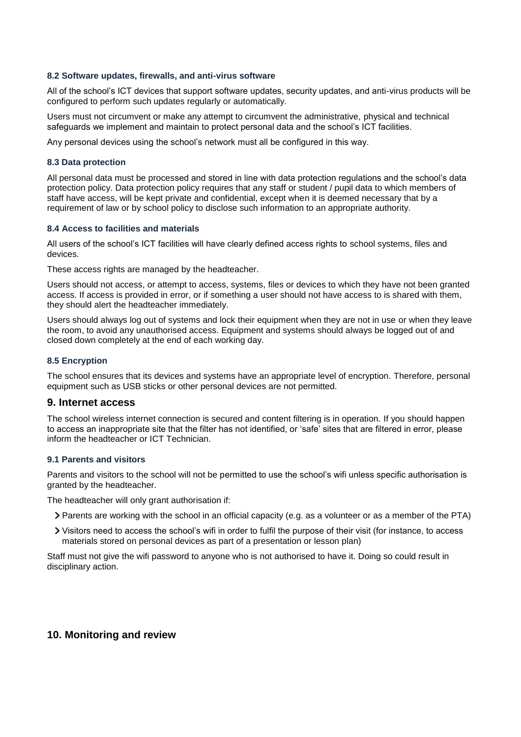### 8.2 Software updates, firewalls, and anti-virus software

All of the school's ICT devices that support software updates, security updates, and anti-virus products will be configured to perform such updates regularly or automatically.

Users must not circumvent or make any attempt to circumvent the administrative, physical and technical safeguards we implement and maintain to protect personal data and the school's ICT facilities.

Any personal devices using the school's network must all be configured in this way.

### 8.3 Data protection

All personal data must be processed and stored in line with data protection regulations and the school's data protection policy. Data protection policy requires that any staff or student / pupil data to which members of staff have access, will be kept private and confidential, except when it is deemed necessary that by a requirement of law or by school policy to disclose such information to an appropriate authority.

### 8.4 Access to facilities and materials

All users of the school's ICT facilities will have clearly defined access rights to school systems, files and devices.

These access rights are managed by the headteacher.

Users should not access, or attempt to access, systems, files or devices to which they have not been granted access. If access is provided in error, or if something a user should not have access to is shared with them, they should alert the headteacher immediately.

Users should always log out of systems and lock their equipment when they are not in use or when they leave the room, to avoid any unauthorised access. Equipment and systems should always be logged out of and closed down completely at the end of each working day.

### 8.5 Encryption

The school ensures that its devices and systems have an appropriate level of encryption. Therefore, personal equipment such as USB sticks or other personal devices are not permitted.

## 9. Internet access

The school wireless internet connection is secured and content filtering is in operation. If you should happen to access an inappropriate site that the filter has not identified, or 'safe' sites that are filtered in error, please inform the headteacher or ICT Technician.

### 9.1 Parents and visitors

Parents and visitors to the school will not be permitted to use the school's wifi unless specific authorisation is granted by the headteacher.

The headteacher will only grant authorisation if:

- Parents are working with the school in an official capacity (e.g. as a volunteer or as a member of the PTA)
- Visitors need to access the school's wifi in order to fulfil the purpose of their visit (for instance, to access materials stored on personal devices as part of a presentation or lesson plan)

Staff must not give the wifi password to anyone who is not authorised to have it. Doing so could result in disciplinary action.

## 10. Monitoring and review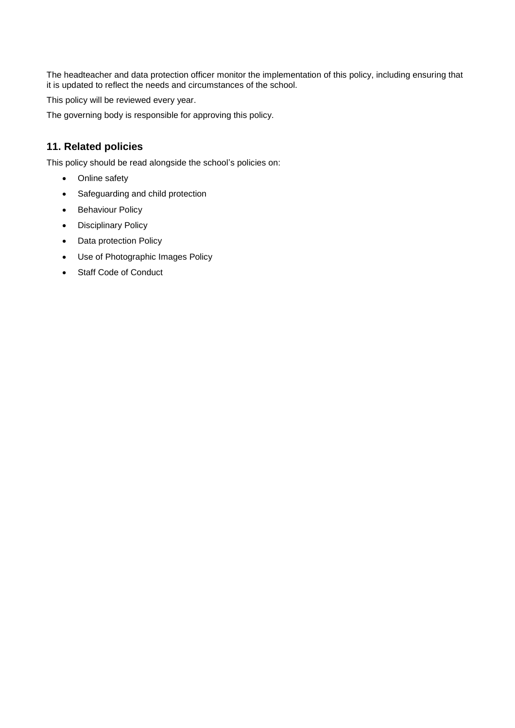The headteacher and data protection officer monitor the implementation of this policy, including ensuring that it is updated to reflect the needs and circumstances of the school.

This policy will be reviewed every year.

The governing body is responsible for approving this policy.

## 11. Related policies

This policy should be read alongside the school's policies on:

- Online safety
- Safeguarding and child protection
- Behaviour Policy
- Disciplinary Policy
- Data protection Policy
- Use of Photographic Images Policy
- Staff Code of Conduct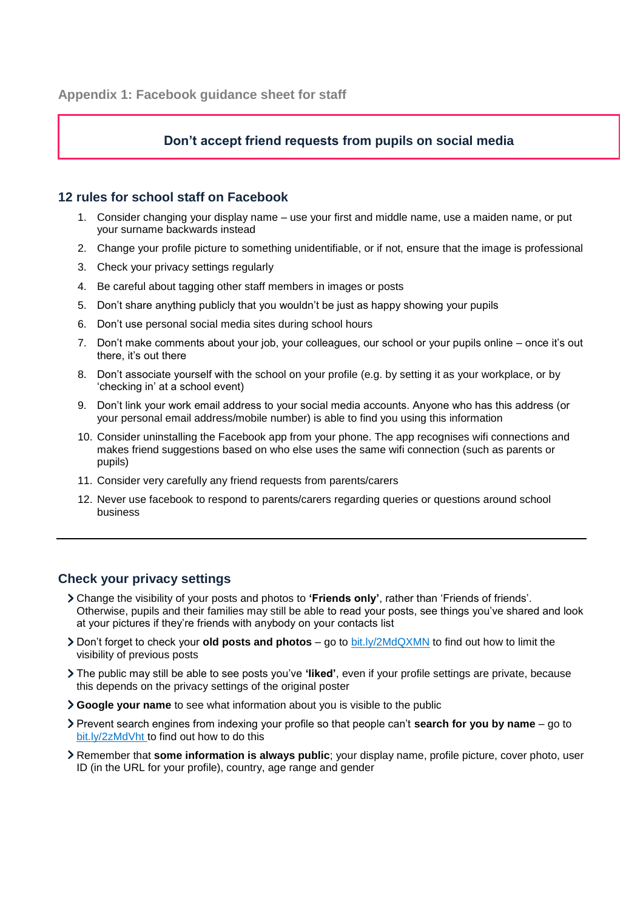## Appendix 1: Facebook guidance sheet for staff

**Don't accept friend requests from pupils on social media**

### 12 rules for school staff on Facebook

1. Consider changing your display name – use your first and middle name, use a maiden name, or put your surname backwards instead
2. Change your profile picture to something unidentifiable, or if not, ensure that the image is professional
3. Check your privacy settings regularly
4. Be careful about tagging other staff members in images or posts
5. Don't share anything publicly that you wouldn't be just as happy showing your pupils
6. Don't use personal social media sites during school hours
7. Don't make comments about your job, your colleagues, our school or your pupils online – once it's out there, it's out there
8. Don't associate yourself with the school on your profile (e.g. by setting it as your workplace, or by 'checking in' at a school event)
9. Don't link your work email address to your social media accounts. Anyone who has this address (or your personal email address/mobile number) is able to find you using this information
10. Consider uninstalling the Facebook app from your phone. The app recognises wifi connections and makes friend suggestions based on who else uses the same wifi connection (such as parents or pupils)
11. Consider very carefully any friend requests from parents/carers
12. Never use facebook to respond to parents/carers regarding queries or questions around school business

---

### Check your privacy settings

- Change the visibility of your posts and photos to **'Friends only'**, rather than 'Friends of friends'. Otherwise, pupils and their families may still be able to read your posts, see things you've shared and look at your pictures if they're friends with anybody on your contacts list
- Don't forget to check your **old posts and photos** – go to bit.ly/2MdQXMN to find out how to limit the visibility of previous posts
- The public may still be able to see posts you've **'liked'**, even if your profile settings are private, because this depends on the privacy settings of the original poster
- **Google your name** to see what information about you is visible to the public
- Prevent search engines from indexing your profile so that people can't **search for you by name** – go to bit.ly/2zMdVht to find out how to do this
- Remember that **some information is always public**; your display name, profile picture, cover photo, user ID (in the URL for your profile), country, age range and gender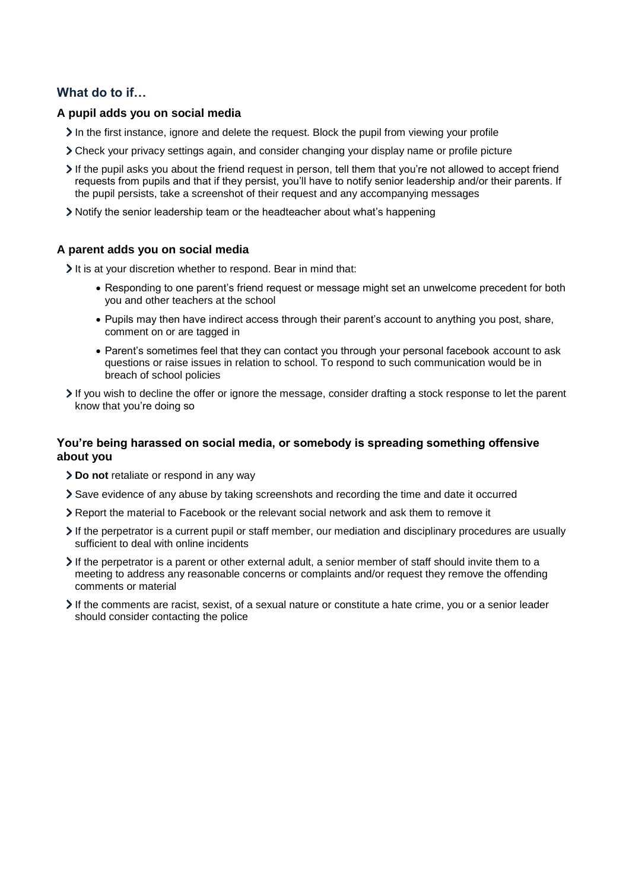## What do to if…

### A pupil adds you on social media

- In the first instance, ignore and delete the request. Block the pupil from viewing your profile
- Check your privacy settings again, and consider changing your display name or profile picture
- If the pupil asks you about the friend request in person, tell them that you're not allowed to accept friend requests from pupils and that if they persist, you'll have to notify senior leadership and/or their parents. If the pupil persists, take a screenshot of their request and any accompanying messages
- Notify the senior leadership team or the headteacher about what's happening

### A parent adds you on social media

- It is at your discretion whether to respond. Bear in mind that:
  - Responding to one parent's friend request or message might set an unwelcome precedent for both you and other teachers at the school
  - Pupils may then have indirect access through their parent's account to anything you post, share, comment on or are tagged in
  - Parent's sometimes feel that they can contact you through your personal facebook account to ask questions or raise issues in relation to school. To respond to such communication would be in breach of school policies
- If you wish to decline the offer or ignore the message, consider drafting a stock response to let the parent know that you're doing so

### You're being harassed on social media, or somebody is spreading something offensive about you

- **Do not** retaliate or respond in any way
- Save evidence of any abuse by taking screenshots and recording the time and date it occurred
- Report the material to Facebook or the relevant social network and ask them to remove it
- If the perpetrator is a current pupil or staff member, our mediation and disciplinary procedures are usually sufficient to deal with online incidents
- If the perpetrator is a parent or other external adult, a senior member of staff should invite them to a meeting to address any reasonable concerns or complaints and/or request they remove the offending comments or material
- If the comments are racist, sexist, of a sexual nature or constitute a hate crime, you or a senior leader should consider contacting the police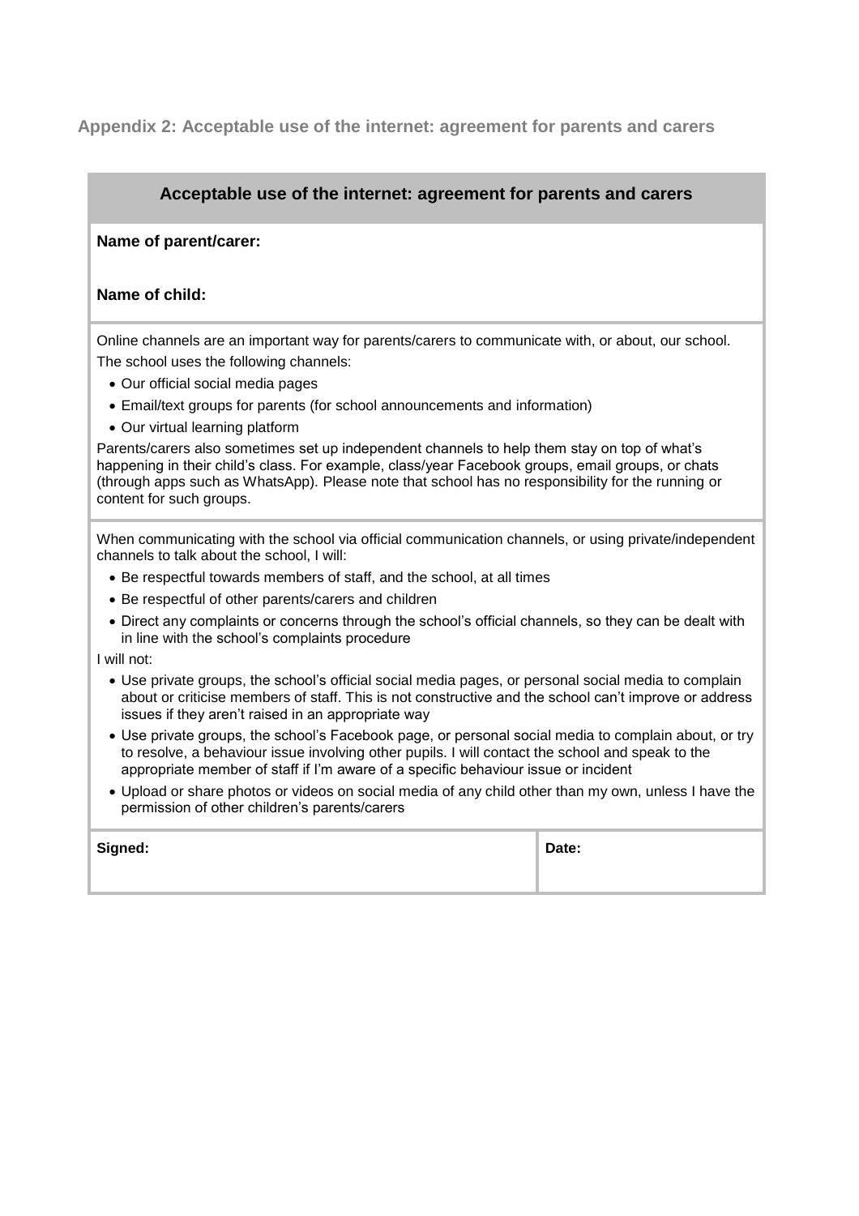## Appendix 2: Acceptable use of the internet: agreement for parents and carers

### Acceptable use of the internet: agreement for parents and carers

**Name of parent/carer:**

**Name of child:**

Online channels are an important way for parents/carers to communicate with, or about, our school.

The school uses the following channels:

- Our official social media pages
- Email/text groups for parents (for school announcements and information)
- Our virtual learning platform

Parents/carers also sometimes set up independent channels to help them stay on top of what's happening in their child's class. For example, class/year Facebook groups, email groups, or chats (through apps such as WhatsApp). Please note that school has no responsibility for the running or content for such groups.

When communicating with the school via official communication channels, or using private/independent channels to talk about the school, I will:

- Be respectful towards members of staff, and the school, at all times
- Be respectful of other parents/carers and children
- Direct any complaints or concerns through the school's official channels, so they can be dealt with in line with the school's complaints procedure

I will not:

- Use private groups, the school's official social media pages, or personal social media to complain about or criticise members of staff. This is not constructive and the school can't improve or address issues if they aren't raised in an appropriate way
- Use private groups, the school's Facebook page, or personal social media to complain about, or try to resolve, a behaviour issue involving other pupils. I will contact the school and speak to the appropriate member of staff if I'm aware of a specific behaviour issue or incident
- Upload or share photos or videos on social media of any child other than my own, unless I have the permission of other children's parents/carers

| **Signed:** | **Date:** |
| --- | --- |
| | |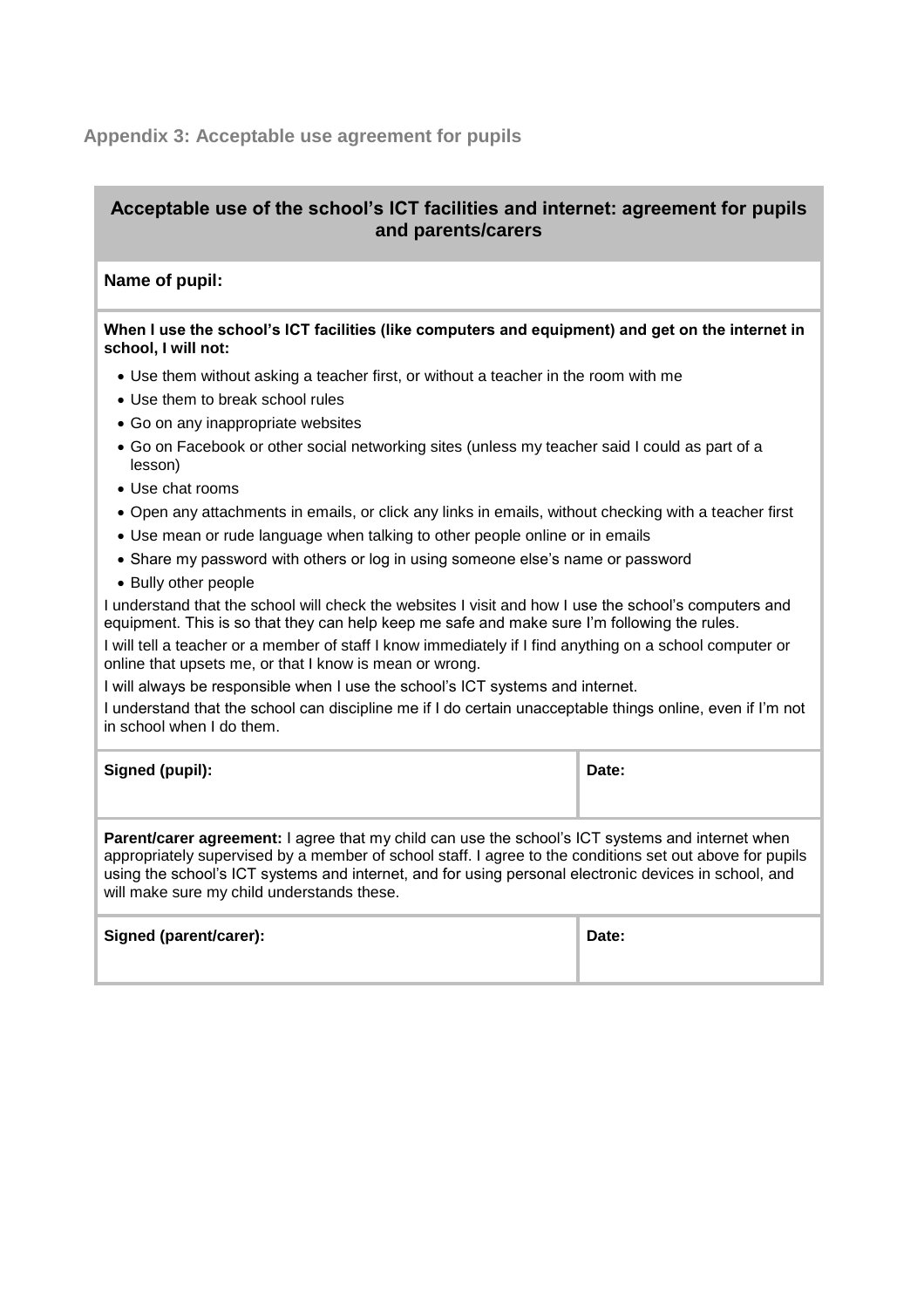## Appendix 3: Acceptable use agreement for pupils

### Acceptable use of the school's ICT facilities and internet: agreement for pupils and parents/carers

**Name of pupil:**

**When I use the school's ICT facilities (like computers and equipment) and get on the internet in school, I will not:**

- Use them without asking a teacher first, or without a teacher in the room with me
- Use them to break school rules
- Go on any inappropriate websites
- Go on Facebook or other social networking sites (unless my teacher said I could as part of a lesson)
- Use chat rooms
- Open any attachments in emails, or click any links in emails, without checking with a teacher first
- Use mean or rude language when talking to other people online or in emails
- Share my password with others or log in using someone else's name or password
- Bully other people

I understand that the school will check the websites I visit and how I use the school's computers and equipment. This is so that they can help keep me safe and make sure I'm following the rules.

I will tell a teacher or a member of staff I know immediately if I find anything on a school computer or online that upsets me, or that I know is mean or wrong.

I will always be responsible when I use the school's ICT systems and internet.

I understand that the school can discipline me if I do certain unacceptable things online, even if I'm not in school when I do them.

| **Signed (pupil):** | **Date:** |
|---|---|

**Parent/carer agreement:** I agree that my child can use the school's ICT systems and internet when appropriately supervised by a member of school staff. I agree to the conditions set out above for pupils using the school's ICT systems and internet, and for using personal electronic devices in school, and will make sure my child understands these.

| **Signed (parent/carer):** | **Date:** |
|---|---|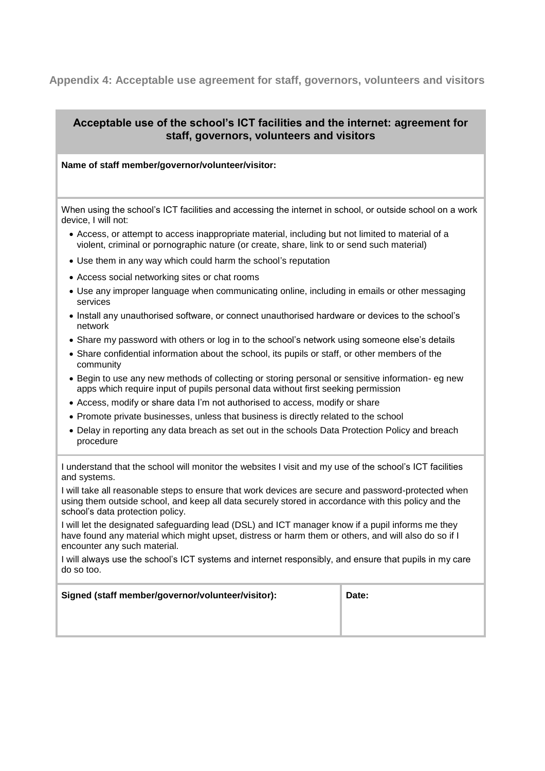## Appendix 4: Acceptable use agreement for staff, governors, volunteers and visitors

### Acceptable use of the school's ICT facilities and the internet: agreement for staff, governors, volunteers and visitors

**Name of staff member/governor/volunteer/visitor:**

When using the school's ICT facilities and accessing the internet in school, or outside school on a work device, I will not:

- Access, or attempt to access inappropriate material, including but not limited to material of a violent, criminal or pornographic nature (or create, share, link to or send such material)
- Use them in any way which could harm the school's reputation
- Access social networking sites or chat rooms
- Use any improper language when communicating online, including in emails or other messaging services
- Install any unauthorised software, or connect unauthorised hardware or devices to the school's network
- Share my password with others or log in to the school's network using someone else's details
- Share confidential information about the school, its pupils or staff, or other members of the community
- Begin to use any new methods of collecting or storing personal or sensitive information- eg new apps which require input of pupils personal data without first seeking permission
- Access, modify or share data I'm not authorised to access, modify or share
- Promote private businesses, unless that business is directly related to the school
- Delay in reporting any data breach as set out in the schools Data Protection Policy and breach procedure

I understand that the school will monitor the websites I visit and my use of the school's ICT facilities and systems.

I will take all reasonable steps to ensure that work devices are secure and password-protected when using them outside school, and keep all data securely stored in accordance with this policy and the school's data protection policy.

I will let the designated safeguarding lead (DSL) and ICT manager know if a pupil informs me they have found any material which might upset, distress or harm them or others, and will also do so if I encounter any such material.

I will always use the school's ICT systems and internet responsibly, and ensure that pupils in my care do so too.

| **Signed (staff member/governor/volunteer/visitor):** | **Date:** |
|---|---|
| | |